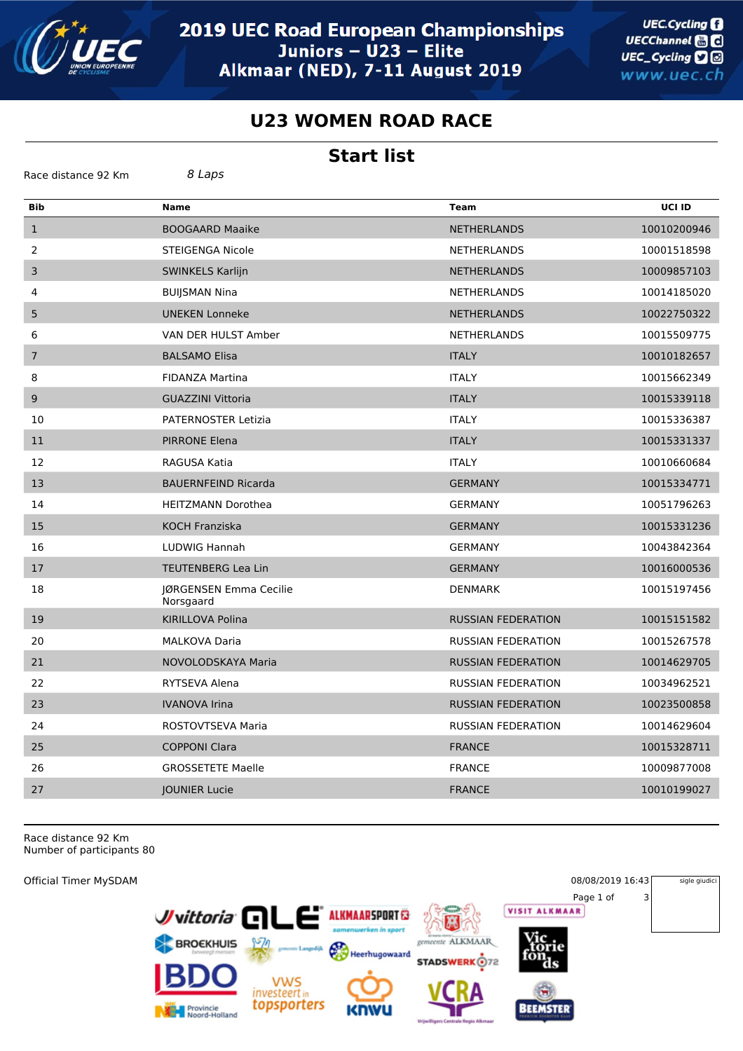# 2019 UEC Road European Championships

## Juniors – U23 – Elite

## Alkmaar (NED), 7-11 August 2019

## U23 WOMEN ROAD RACE

## Start list

Race distance 92 Km *8 Laps*

| Bib | Name | Team | UCI ID |
|---|---|---|---|
| 1 | BOOGAARD Maaike | NETHERLANDS | 10010200946 |
| 2 | STEIGENGA Nicole | NETHERLANDS | 10001518598 |
| 3 | SWINKELS Karlijn | NETHERLANDS | 10009857103 |
| 4 | BUIJSMAN Nina | NETHERLANDS | 10014185020 |
| 5 | UNEKEN Lonneke | NETHERLANDS | 10022750322 |
| 6 | VAN DER HULST Amber | NETHERLANDS | 10015509775 |
| 7 | BALSAMO Elisa | ITALY | 10010182657 |
| 8 | FIDANZA Martina | ITALY | 10015662349 |
| 9 | GUAZZINI Vittoria | ITALY | 10015339118 |
| 10 | PATERNOSTER Letizia | ITALY | 10015336387 |
| 11 | PIRRONE Elena | ITALY | 10015331337 |
| 12 | RAGUSA Katia | ITALY | 10010660684 |
| 13 | BAUERNFEIND Ricarda | GERMANY | 10015334771 |
| 14 | HEITZMANN Dorothea | GERMANY | 10051796263 |
| 15 | KOCH Franziska | GERMANY | 10015331236 |
| 16 | LUDWIG Hannah | GERMANY | 10043842364 |
| 17 | TEUTENBERG Lea Lin | GERMANY | 10016000536 |
| 18 | JØRGENSEN Emma Cecilie Norsgaard | DENMARK | 10015197456 |
| 19 | KIRILLOVA Polina | RUSSIAN FEDERATION | 10015151582 |
| 20 | MALKOVA Daria | RUSSIAN FEDERATION | 10015267578 |
| 21 | NOVOLODSKAYA Maria | RUSSIAN FEDERATION | 10014629705 |
| 22 | RYTSEVA Alena | RUSSIAN FEDERATION | 10034962521 |
| 23 | IVANOVA Irina | RUSSIAN FEDERATION | 10023500858 |
| 24 | ROSTOVTSEVA Maria | RUSSIAN FEDERATION | 10014629604 |
| 25 | COPPONI Clara | FRANCE | 10015328711 |
| 26 | GROSSETETE Maelle | FRANCE | 10009877008 |
| 27 | JOUNIER Lucie | FRANCE | 10010199027 |

Race distance 92 Km
Number of participants 80

Official Timer MySDAM

08/08/2019 16:43

sigle giudici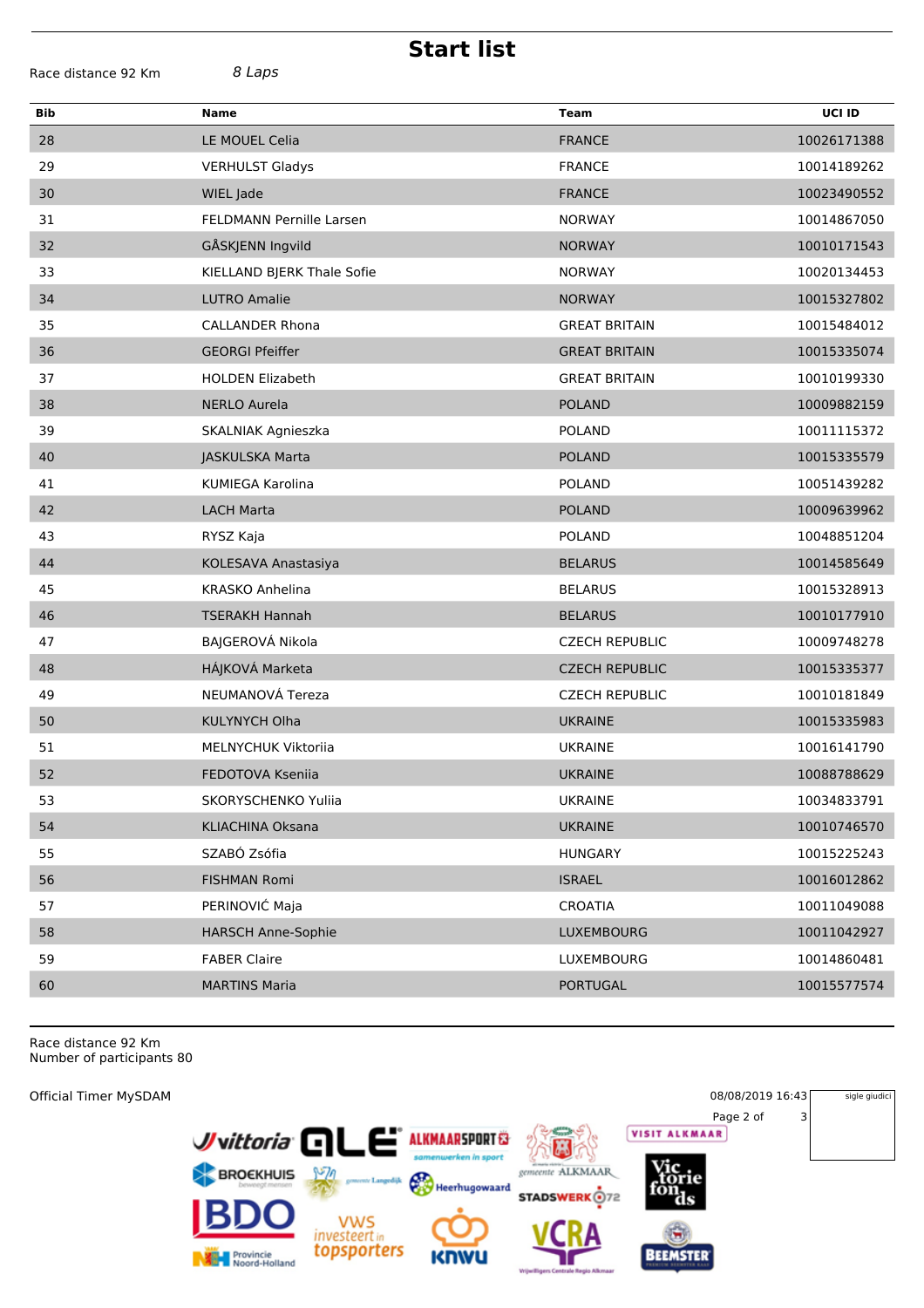# Start list

Race distance 92 Km *8 Laps*

| Bib | Name | Team | UCI ID |
|---|---|---|---|
| 28 | LE MOUEL Celia | FRANCE | 10026171388 |
| 29 | VERHULST Gladys | FRANCE | 10014189262 |
| 30 | WIEL Jade | FRANCE | 10023490552 |
| 31 | FELDMANN Pernille Larsen | NORWAY | 10014867050 |
| 32 | GÅSKJENN Ingvild | NORWAY | 10010171543 |
| 33 | KIELLAND BJERK Thale Sofie | NORWAY | 10020134453 |
| 34 | LUTRO Amalie | NORWAY | 10015327802 |
| 35 | CALLANDER Rhona | GREAT BRITAIN | 10015484012 |
| 36 | GEORGI Pfeiffer | GREAT BRITAIN | 10015335074 |
| 37 | HOLDEN Elizabeth | GREAT BRITAIN | 10010199330 |
| 38 | NERLO Aurela | POLAND | 10009882159 |
| 39 | SKALNIAK Agnieszka | POLAND | 10011115372 |
| 40 | JASKULSKA Marta | POLAND | 10015335579 |
| 41 | KUMIEGA Karolina | POLAND | 10051439282 |
| 42 | LACH Marta | POLAND | 10009639962 |
| 43 | RYSZ Kaja | POLAND | 10048851204 |
| 44 | KOLESAVA Anastasiya | BELARUS | 10014585649 |
| 45 | KRASKO Anhelina | BELARUS | 10015328913 |
| 46 | TSERAKH Hannah | BELARUS | 10010177910 |
| 47 | BAJGEROVÁ Nikola | CZECH REPUBLIC | 10009748278 |
| 48 | HÁJKOVÁ Marketa | CZECH REPUBLIC | 10015335377 |
| 49 | NEUMANOVÁ Tereza | CZECH REPUBLIC | 10010181849 |
| 50 | KULYNYCH Olha | UKRAINE | 10015335983 |
| 51 | MELNYCHUK Viktoriia | UKRAINE | 10016141790 |
| 52 | FEDOTOVA Kseniia | UKRAINE | 10088788629 |
| 53 | SKORYSCHENKO Yuliia | UKRAINE | 10034833791 |
| 54 | KLIACHINA Oksana | UKRAINE | 10010746570 |
| 55 | SZABÓ Zsófia | HUNGARY | 10015225243 |
| 56 | FISHMAN Romi | ISRAEL | 10016012862 |
| 57 | PERINOVIĆ Maja | CROATIA | 10011049088 |
| 58 | HARSCH Anne-Sophie | LUXEMBOURG | 10011042927 |
| 59 | FABER Claire | LUXEMBOURG | 10014860481 |
| 60 | MARTINS Maria | PORTUGAL | 10015577574 |

Race distance 92 Km
Number of participants 80

Official Timer MySDAM

08/08/2019 16:43

sigle giudici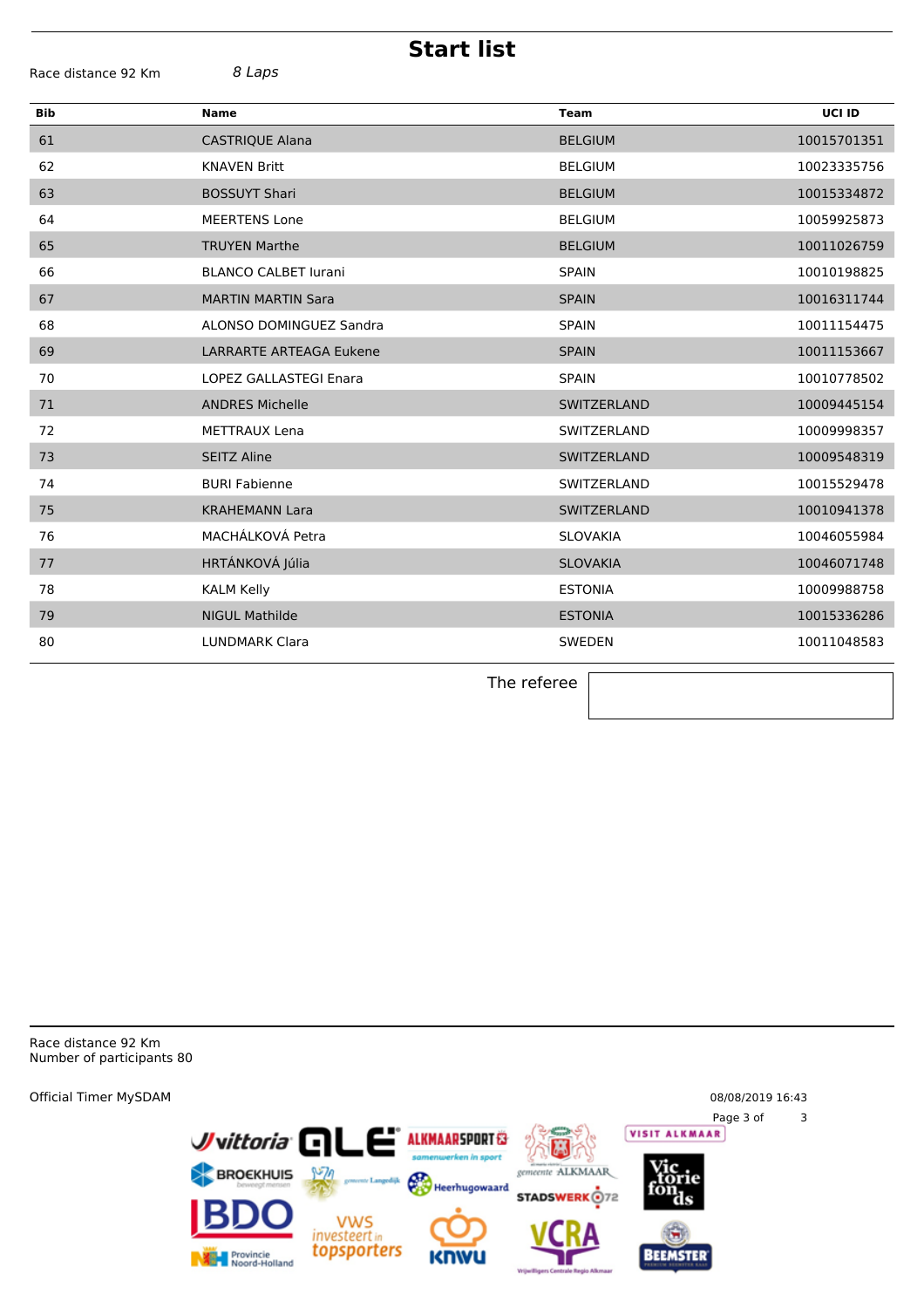# Start list

Race distance 92 Km *8 Laps*

| Bib | Name | Team | UCI ID |
|---|---|---|---|
| 61 | CASTRIQUE Alana | BELGIUM | 10015701351 |
| 62 | KNAVEN Britt | BELGIUM | 10023335756 |
| 63 | BOSSUYT Shari | BELGIUM | 10015334872 |
| 64 | MEERTENS Lone | BELGIUM | 10059925873 |
| 65 | TRUYEN Marthe | BELGIUM | 10011026759 |
| 66 | BLANCO CALBET Iurani | SPAIN | 10010198825 |
| 67 | MARTIN MARTIN Sara | SPAIN | 10016311744 |
| 68 | ALONSO DOMINGUEZ Sandra | SPAIN | 10011154475 |
| 69 | LARRARTE ARTEAGA Eukene | SPAIN | 10011153667 |
| 70 | LOPEZ GALLASTEGI Enara | SPAIN | 10010778502 |
| 71 | ANDRES Michelle | SWITZERLAND | 10009445154 |
| 72 | METTRAUX Lena | SWITZERLAND | 10009998357 |
| 73 | SEITZ Aline | SWITZERLAND | 10009548319 |
| 74 | BURI Fabienne | SWITZERLAND | 10015529478 |
| 75 | KRAHEMANN Lara | SWITZERLAND | 10010941378 |
| 76 | MACHÁLKOVÁ Petra | SLOVAKIA | 10046055984 |
| 77 | HRTÁNKOVÁ Júlia | SLOVAKIA | 10046071748 |
| 78 | KALM Kelly | ESTONIA | 10009988758 |
| 79 | NIGUL Mathilde | ESTONIA | 10015336286 |
| 80 | LUNDMARK Clara | SWEDEN | 10011048583 |

The referee

Race distance 92 Km
Number of participants 80

Official Timer MySDAM

08/08/2019 16:43